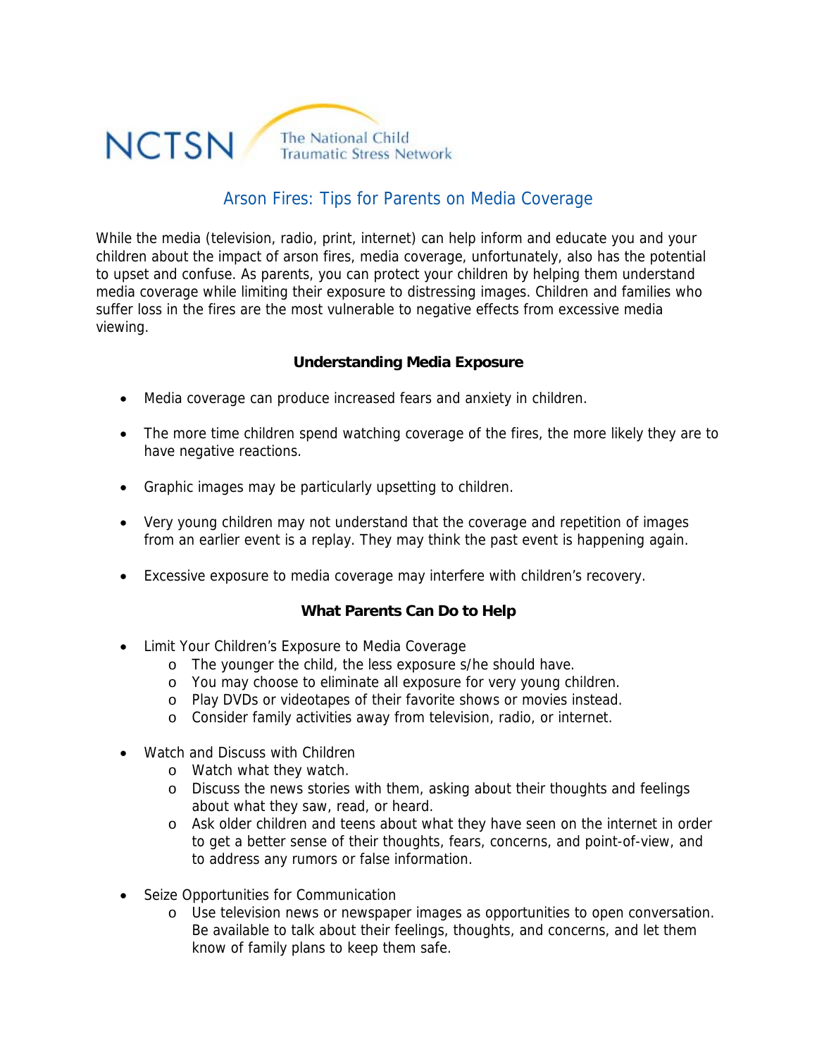NCTSN The National Child Traumatic Stress Network

# Arson Fires: Tips for Parents on Media Coverage

While the media (television, radio, print, internet) can help inform and educate you and your children about the impact of arson fires, media coverage, unfortunately, also has the potential to upset and confuse. As parents, you can protect your children by helping them understand media coverage while limiting their exposure to distressing images. Children and families who suffer loss in the fires are the most vulnerable to negative effects from excessive media viewing.

## Understanding Media Exposure

- Media coverage can produce increased fears and anxiety in children.
- The more time children spend watching coverage of the fires, the more likely they are to have negative reactions.
- Graphic images may be particularly upsetting to children.
- Very young children may not understand that the coverage and repetition of images from an earlier event is a replay. They may think the past event is happening again.
- Excessive exposure to media coverage may interfere with children's recovery.

## What Parents Can Do to Help

- Limit Your Children's Exposure to Media Coverage
  - The younger the child, the less exposure s/he should have.
  - You may choose to eliminate all exposure for very young children.
  - Play DVDs or videotapes of their favorite shows or movies instead.
  - Consider family activities away from television, radio, or internet.
- Watch and Discuss with Children
  - Watch what they watch.
  - Discuss the news stories with them, asking about their thoughts and feelings about what they saw, read, or heard.
  - Ask older children and teens about what they have seen on the internet in order to get a better sense of their thoughts, fears, concerns, and point-of-view, and to address any rumors or false information.
- Seize Opportunities for Communication
  - Use television news or newspaper images as opportunities to open conversation. Be available to talk about their feelings, thoughts, and concerns, and let them know of family plans to keep them safe.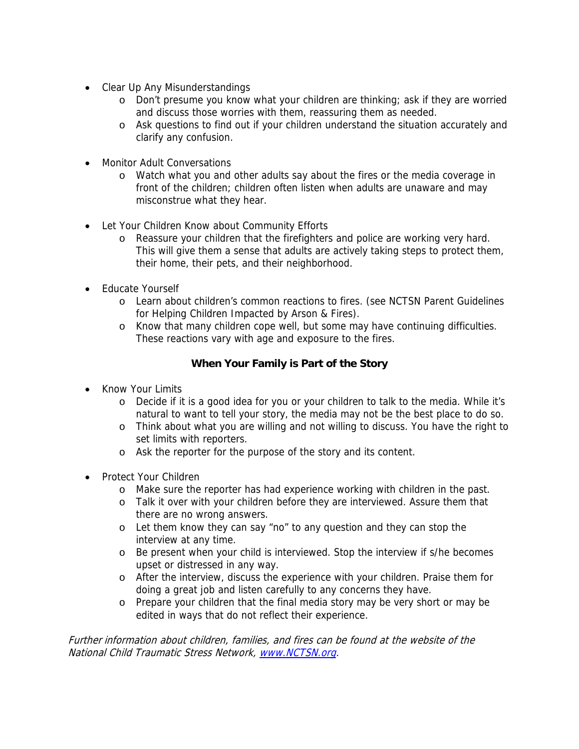- Clear Up Any Misunderstandings
  - Don't presume you know what your children are thinking; ask if they are worried and discuss those worries with them, reassuring them as needed.
  - Ask questions to find out if your children understand the situation accurately and clarify any confusion.

- Monitor Adult Conversations
  - Watch what you and other adults say about the fires or the media coverage in front of the children; children often listen when adults are unaware and may misconstrue what they hear.

- Let Your Children Know about Community Efforts
  - Reassure your children that the firefighters and police are working very hard. This will give them a sense that adults are actively taking steps to protect them, their home, their pets, and their neighborhood.

- Educate Yourself
  - Learn about children's common reactions to fires. (see NCTSN Parent Guidelines for Helping Children Impacted by Arson & Fires).
  - Know that many children cope well, but some may have continuing difficulties. These reactions vary with age and exposure to the fires.

## When Your Family is Part of the Story

- Know Your Limits
  - Decide if it is a good idea for you or your children to talk to the media. While it's natural to want to tell your story, the media may not be the best place to do so.
  - Think about what you are willing and not willing to discuss. You have the right to set limits with reporters.
  - Ask the reporter for the purpose of the story and its content.

- Protect Your Children
  - Make sure the reporter has had experience working with children in the past.
  - Talk it over with your children before they are interviewed. Assure them that there are no wrong answers.
  - Let them know they can say "no" to any question and they can stop the interview at any time.
  - Be present when your child is interviewed. Stop the interview if s/he becomes upset or distressed in any way.
  - After the interview, discuss the experience with your children. Praise them for doing a great job and listen carefully to any concerns they have.
  - Prepare your children that the final media story may be very short or may be edited in ways that do not reflect their experience.

*Further information about children, families, and fires can be found at the website of the National Child Traumatic Stress Network, [www.NCTSN.org](http://www.NCTSN.org).*